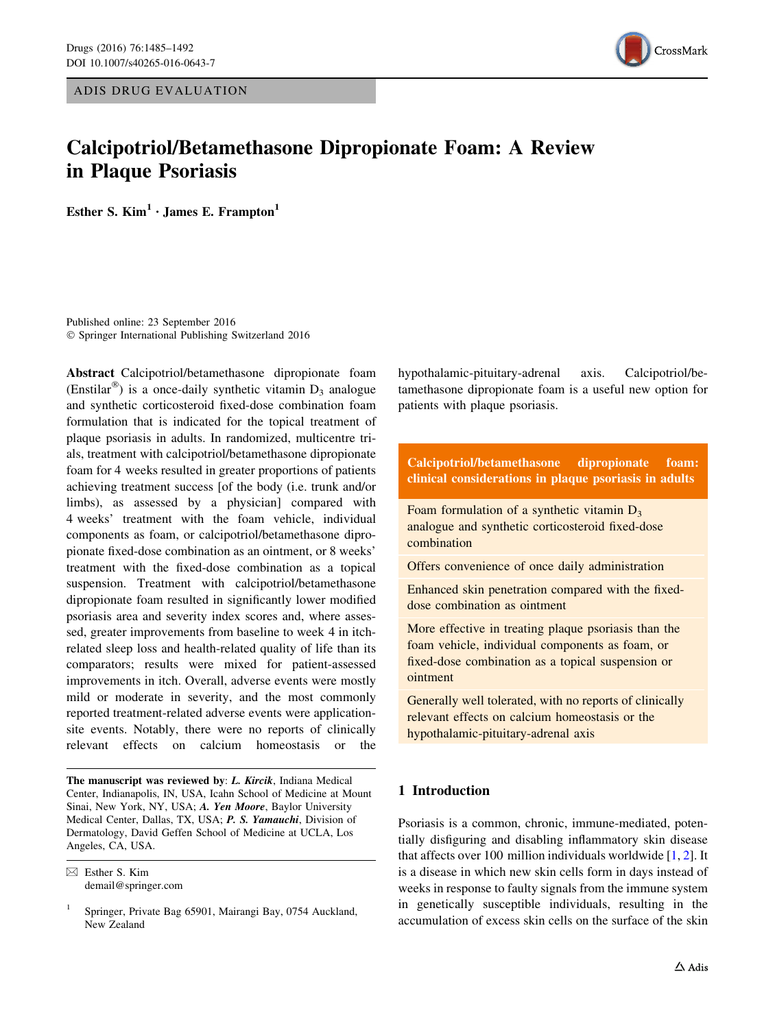ADIS DRUG EVALUATION

# Calcipotriol/Betamethasone Dipropionate Foam: A Review in Plaque Psoriasis

Esther S. Kim[1] · James E. Frampton[1]

Published online: 23 September 2016
© Springer International Publishing Switzerland 2016

**Abstract** Calcipotriol/betamethasone dipropionate foam (Enstilar®) is a once-daily synthetic vitamin $D_3$ analogue and synthetic corticosteroid fixed-dose combination foam formulation that is indicated for the topical treatment of plaque psoriasis in adults. In randomized, multicentre trials, treatment with calcipotriol/betamethasone dipropionate foam for 4 weeks resulted in greater proportions of patients achieving treatment success [of the body (i.e. trunk and/or limbs), as assessed by a physician] compared with 4 weeks' treatment with the foam vehicle, individual components as foam, or calcipotriol/betamethasone dipropionate fixed-dose combination as an ointment, or 8 weeks' treatment with the fixed-dose combination as a topical suspension. Treatment with calcipotriol/betamethasone dipropionate foam resulted in significantly lower modified psoriasis area and severity index scores and, where assessed, greater improvements from baseline to week 4 in itch-related sleep loss and health-related quality of life than its comparators; results were mixed for patient-assessed improvements in itch. Overall, adverse events were mostly mild or moderate in severity, and the most commonly reported treatment-related adverse events were application-site events. Notably, there were no reports of clinically relevant effects on calcium homeostasis or the hypothalamic-pituitary-adrenal axis. Calcipotriol/betamethasone dipropionate foam is a useful new option for patients with plaque psoriasis.

| Calcipotriol/betamethasone dipropionate foam: clinical considerations in plaque psoriasis in adults |
|---|
| Foam formulation of a synthetic vitamin $D_3$ analogue and synthetic corticosteroid fixed-dose combination |
| Offers convenience of once daily administration |
| Enhanced skin penetration compared with the fixed-dose combination as ointment |
| More effective in treating plaque psoriasis than the foam vehicle, individual components as foam, or fixed-dose combination as a topical suspension or ointment |
| Generally well tolerated, with no reports of clinically relevant effects on calcium homeostasis or the hypothalamic-pituitary-adrenal axis |

**The manuscript was reviewed by**: ***L. Kircik***, Indiana Medical Center, Indianapolis, IN, USA, Icahn School of Medicine at Mount Sinai, New York, NY, USA; ***A. Yen Moore***, Baylor University Medical Center, Dallas, TX, USA; ***P. S. Yamauchi***, Division of Dermatology, David Geffen School of Medicine at UCLA, Los Angeles, CA, USA.

✉ Esther S. Kim
demail@springer.com

[1] Springer, Private Bag 65901, Mairangi Bay, 0754 Auckland, New Zealand

## 1 Introduction

Psoriasis is a common, chronic, immune-mediated, potentially disfiguring and disabling inflammatory skin disease that affects over 100 million individuals worldwide [1, 2]. It is a disease in which new skin cells form in days instead of weeks in response to faulty signals from the immune system in genetically susceptible individuals, resulting in the accumulation of excess skin cells on the surface of the skin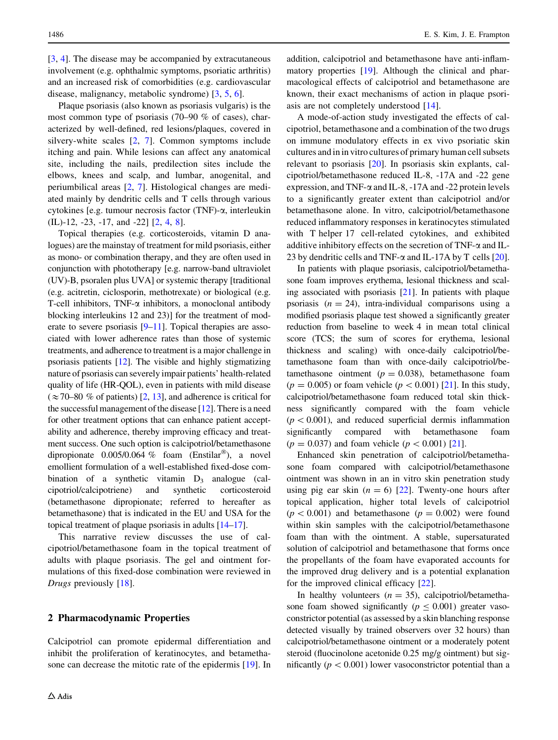[3, 4]. The disease may be accompanied by extracutaneous involvement (e.g. ophthalmic symptoms, psoriatic arthritis) and an increased risk of comorbidities (e.g. cardiovascular disease, malignancy, metabolic syndrome) [3, 5, 6].

Plaque psoriasis (also known as psoriasis vulgaris) is the most common type of psoriasis (70–90 % of cases), characterized by well-defined, red lesions/plaques, covered in silvery-white scales [2, 7]. Common symptoms include itching and pain. While lesions can affect any anatomical site, including the nails, predilection sites include the elbows, knees and scalp, and lumbar, anogenital, and periumbilical areas [2, 7]. Histological changes are mediated mainly by dendritic cells and T cells through various cytokines [e.g. tumour necrosis factor (TNF)-α, interleukin (IL)-12, -23, -17, and -22] [2, 4, 8].

Topical therapies (e.g. corticosteroids, vitamin D analogues) are the mainstay of treatment for mild psoriasis, either as mono- or combination therapy, and they are often used in conjunction with phototherapy [e.g. narrow-band ultraviolet (UV)-B, psoralen plus UVA] or systemic therapy [traditional (e.g. acitretin, ciclosporin, methotrexate) or biological (e.g. T-cell inhibitors, TNF-α inhibitors, a monoclonal antibody blocking interleukins 12 and 23)] for the treatment of moderate to severe psoriasis [9–11]. Topical therapies are associated with lower adherence rates than those of systemic treatments, and adherence to treatment is a major challenge in psoriasis patients [12]. The visible and highly stigmatizing nature of psoriasis can severely impair patients' health-related quality of life (HR-QOL), even in patients with mild disease ($\approx$70–80 % of patients) [2, 13], and adherence is critical for the successful management of the disease [12]. There is a need for other treatment options that can enhance patient acceptability and adherence, thereby improving efficacy and treatment success. One such option is calcipotriol/betamethasone dipropionate 0.005/0.064 % foam (Enstilar®), a novel emollient formulation of a well-established fixed-dose combination of a synthetic vitamin $D_3$ analogue (calcipotriol/calcipotriene) and synthetic corticosteroid (betamethasone dipropionate; referred to hereafter as betamethasone) that is indicated in the EU and USA for the topical treatment of plaque psoriasis in adults [14–17].

This narrative review discusses the use of calcipotriol/betamethasone foam in the topical treatment of adults with plaque psoriasis. The gel and ointment formulations of this fixed-dose combination were reviewed in *Drugs* previously [18].

## 2 Pharmacodynamic Properties

Calcipotriol can promote epidermal differentiation and inhibit the proliferation of keratinocytes, and betamethasone can decrease the mitotic rate of the epidermis [19]. In addition, calcipotriol and betamethasone have anti-inflammatory properties [19]. Although the clinical and pharmacological effects of calcipotriol and betamethasone are known, their exact mechanisms of action in plaque psoriasis are not completely understood [14].

A mode-of-action study investigated the effects of calcipotriol, betamethasone and a combination of the two drugs on immune modulatory effects in ex vivo psoriatic skin cultures and in in vitro cultures of primary human cell subsets relevant to psoriasis [20]. In psoriasis skin explants, calcipotriol/betamethasone reduced IL-8, -17A and -22 gene expression, and TNF-α and IL-8, -17A and -22 protein levels to a significantly greater extent than calcipotriol and/or betamethasone alone. In vitro, calcipotriol/betamethasone reduced inflammatory responses in keratinocytes stimulated with T helper 17 cell-related cytokines, and exhibited additive inhibitory effects on the secretion of TNF-α and IL-23 by dendritic cells and TNF-α and IL-17A by T cells [20].

In patients with plaque psoriasis, calcipotriol/betamethasone foam improves erythema, lesional thickness and scaling associated with psoriasis [21]. In patients with plaque psoriasis ($n = 24$), intra-individual comparisons using a modified psoriasis plaque test showed a significantly greater reduction from baseline to week 4 in mean total clinical score (TCS; the sum of scores for erythema, lesional thickness and scaling) with once-daily calcipotriol/betamethasone foam than with once-daily calcipotriol/betamethasone ointment ($p = 0.038$), betamethasone foam ($p = 0.005$) or foam vehicle ($p < 0.001$) [21]. In this study, calcipotriol/betamethasone foam reduced total skin thickness significantly compared with the foam vehicle ($p < 0.001$), and reduced superficial dermis inflammation significantly compared with betamethasone foam ($p = 0.037$) and foam vehicle ($p < 0.001$) [21].

Enhanced skin penetration of calcipotriol/betamethasone foam compared with calcipotriol/betamethasone ointment was shown in an in vitro skin penetration study using pig ear skin ($n = 6$) [22]. Twenty-one hours after topical application, higher total levels of calcipotriol ($p < 0.001$) and betamethasone ($p = 0.002$) were found within skin samples with the calcipotriol/betamethasone foam than with the ointment. A stable, supersaturated solution of calcipotriol and betamethasone that forms once the propellants of the foam have evaporated accounts for the improved drug delivery and is a potential explanation for the improved clinical efficacy [22].

In healthy volunteers ($n = 35$), calcipotriol/betamethasone foam showed significantly ($p \leq 0.001$) greater vasoconstrictor potential (as assessed by a skin blanching response detected visually by trained observers over 32 hours) than calcipotriol/betamethasone ointment or a moderately potent steroid (fluocinolone acetonide 0.25 mg/g ointment) but significantly ($p < 0.001$) lower vasoconstrictor potential than a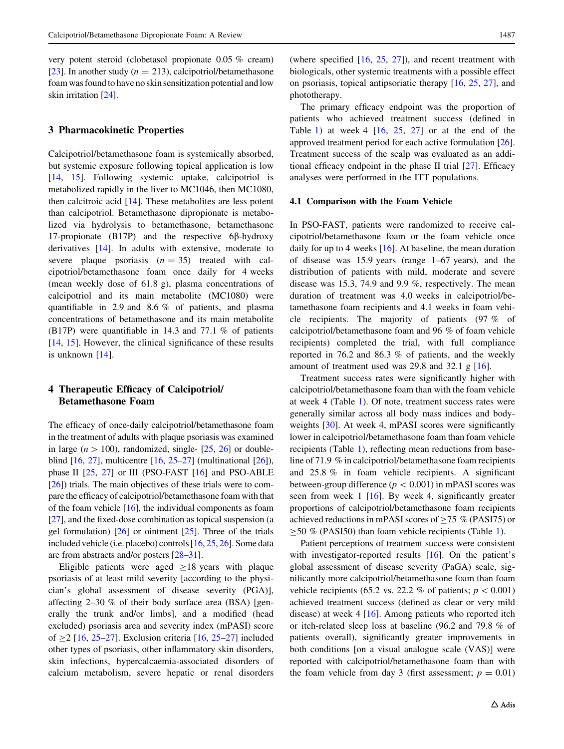very potent steroid (clobetasol propionate 0.05 % cream) [23]. In another study ($n = 213$), calcipotriol/betamethasone foam was found to have no skin sensitization potential and low skin irritation [24].

## 3 Pharmacokinetic Properties

Calcipotriol/betamethasone foam is systemically absorbed, but systemic exposure following topical application is low [14, 15]. Following systemic uptake, calcipotriol is metabolized rapidly in the liver to MC1046, then MC1080, then calcitroic acid [14]. These metabolites are less potent than calcipotriol. Betamethasone dipropionate is metabolized via hydrolysis to betamethasone, betamethasone 17-propionate (B17P) and the respective 6β-hydroxy derivatives [14]. In adults with extensive, moderate to severe plaque psoriasis ($n = 35$) treated with calcipotriol/betamethasone foam once daily for 4 weeks (mean weekly dose of 61.8 g), plasma concentrations of calcipotriol and its main metabolite (MC1080) were quantifiable in 2.9 and 8.6 % of patients, and plasma concentrations of betamethasone and its main metabolite (B17P) were quantifiable in 14.3 and 77.1 % of patients [14, 15]. However, the clinical significance of these results is unknown [14].

## 4 Therapeutic Efficacy of Calcipotriol/Betamethasone Foam

The efficacy of once-daily calcipotriol/betamethasone foam in the treatment of adults with plaque psoriasis was examined in large ($n > 100$), randomized, single- [25, 26] or double-blind [16, 27], multicentre [16, 25–27] (multinational [26]), phase II [25, 27] or III (PSO-FAST [16] and PSO-ABLE [26]) trials. The main objectives of these trials were to compare the efficacy of calcipotriol/betamethasone foam with that of the foam vehicle [16], the individual components as foam [27], and the fixed-dose combination as topical suspension (a gel formulation) [26] or ointment [25]. Three of the trials included vehicle (i.e. placebo) controls [16, 25, 26]. Some data are from abstracts and/or posters [28–31].

Eligible patients were aged ≥18 years with plaque psoriasis of at least mild severity [according to the physician's global assessment of disease severity (PGA)], affecting 2–30 % of their body surface area (BSA) [generally the trunk and/or limbs], and a modified (head excluded) psoriasis area and severity index (mPASI) score of ≥2 [16, 25–27]. Exclusion criteria [16, 25–27] included other types of psoriasis, other inflammatory skin disorders, skin infections, hypercalcaemia-associated disorders of calcium metabolism, severe hepatic or renal disorders (where specified [16, 25, 27]), and recent treatment with biologicals, other systemic treatments with a possible effect on psoriasis, topical antipsoriatic therapy [16, 25, 27], and phototherapy.

The primary efficacy endpoint was the proportion of patients who achieved treatment success (defined in Table 1) at week 4 [16, 25, 27] or at the end of the approved treatment period for each active formulation [26]. Treatment success of the scalp was evaluated as an additional efficacy endpoint in the phase II trial [27]. Efficacy analyses were performed in the ITT populations.

### 4.1 Comparison with the Foam Vehicle

In PSO-FAST, patients were randomized to receive calcipotriol/betamethasone foam or the foam vehicle once daily for up to 4 weeks [16]. At baseline, the mean duration of disease was 15.9 years (range 1–67 years), and the distribution of patients with mild, moderate and severe disease was 15.3, 74.9 and 9.9 %, respectively. The mean duration of treatment was 4.0 weeks in calcipotriol/betamethasone foam recipients and 4.1 weeks in foam vehicle recipients. The majority of patients (97 % of calcipotriol/betamethasone foam and 96 % of foam vehicle recipients) completed the trial, with full compliance reported in 76.2 and 86.3 % of patients, and the weekly amount of treatment used was 29.8 and 32.1 g [16].

Treatment success rates were significantly higher with calcipotriol/betamethasone foam than with the foam vehicle at week 4 (Table 1). Of note, treatment success rates were generally similar across all body mass indices and bodyweights [30]. At week 4, mPASI scores were significantly lower in calcipotriol/betamethasone foam than foam vehicle recipients (Table 1), reflecting mean reductions from baseline of 71.9 % in calcipotriol/betamethasone foam recipients and 25.8 % in foam vehicle recipients. A significant between-group difference ($p < 0.001$) in mPASI scores was seen from week 1 [16]. By week 4, significantly greater proportions of calcipotriol/betamethasone foam recipients achieved reductions in mPASI scores of ≥75 % (PASI75) or ≥50 % (PASI50) than foam vehicle recipients (Table 1).

Patient perceptions of treatment success were consistent with investigator-reported results [16]. On the patient's global assessment of disease severity (PaGA) scale, significantly more calcipotriol/betamethasone foam than foam vehicle recipients (65.2 vs. 22.2 % of patients; $p < 0.001$) achieved treatment success (defined as clear or very mild disease) at week 4 [16]. Among patients who reported itch or itch-related sleep loss at baseline (96.2 and 79.8 % of patients overall), significantly greater improvements in both conditions [on a visual analogue scale (VAS)] were reported with calcipotriol/betamethasone foam than with the foam vehicle from day 3 (first assessment; $p = 0.01$)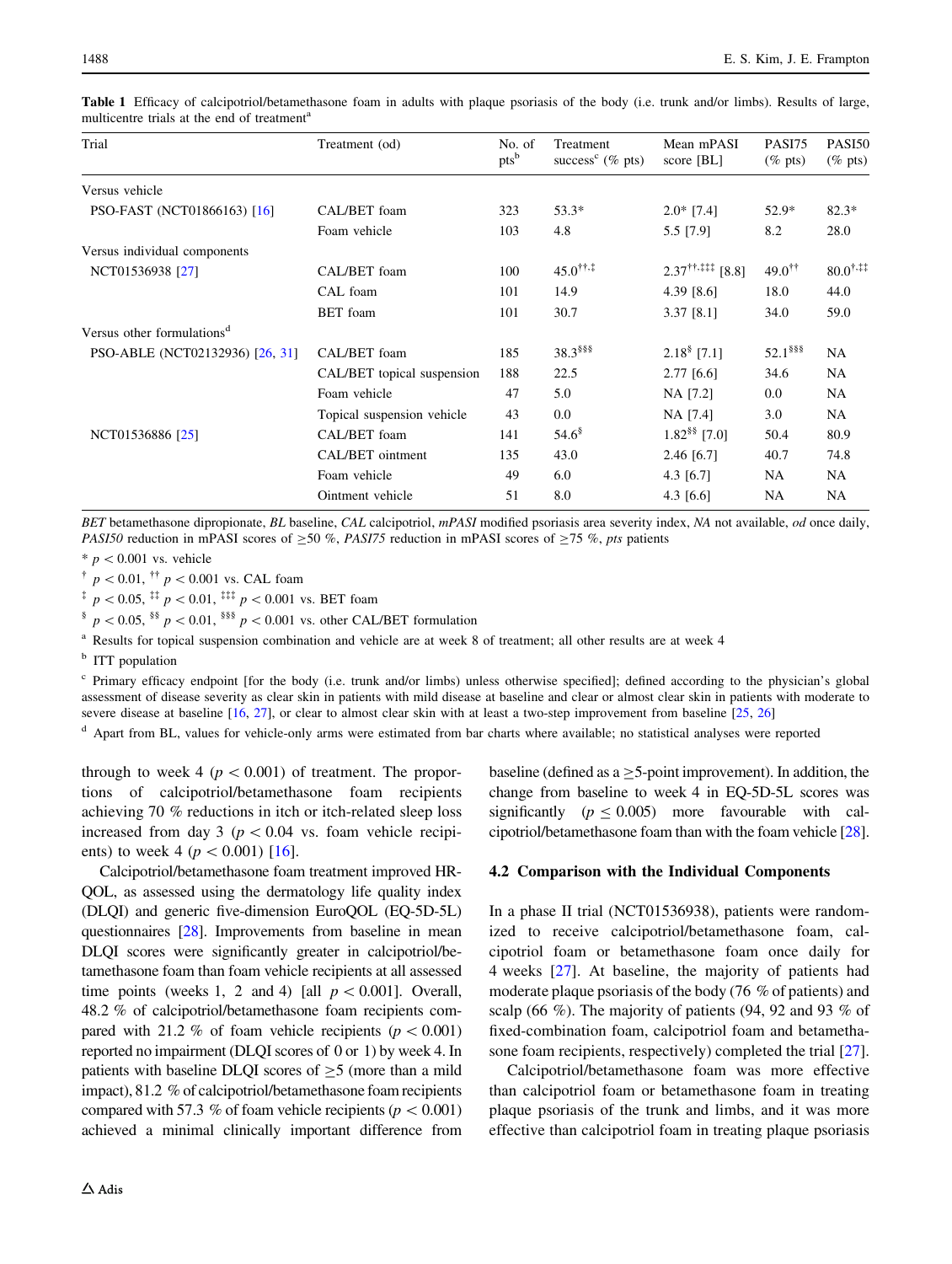**Table 1** Efficacy of calcipotriol/betamethasone foam in adults with plaque psoriasis of the body (i.e. trunk and/or limbs). Results of large, multicentre trials at the end of treatment[a]

| Trial | Treatment (od) | No. of pts[b] | Treatment success[c] (% pts) | Mean mPASI score [BL] | PASI75 (% pts) | PASI50 (% pts) |
|---|---|---|---|---|---|---|
| Versus vehicle | | | | | | |
| PSO-FAST (NCT01866163) [16] | CAL/BET foam | 323 | 53.3* | 2.0* [7.4] | 52.9* | 82.3* |
| | Foam vehicle | 103 | 4.8 | 5.5 [7.9] | 8.2 | 28.0 |
| Versus individual components | | | | | | |
| NCT01536938 [27] | CAL/BET foam | 100 | 45.0††,‡ | 2.37††,‡‡‡ [8.8] | 49.0†† | 80.0†,‡‡ |
| | CAL foam | 101 | 14.9 | 4.39 [8.6] | 18.0 | 44.0 |
| | BET foam | 101 | 30.7 | 3.37 [8.1] | 34.0 | 59.0 |
| Versus other formulations[d] | | | | | | |
| PSO-ABLE (NCT02132936) [26, 31] | CAL/BET foam | 185 | 38.3§§§ | 2.18§ [7.1] | 52.1§§§ | NA |
| | CAL/BET topical suspension | 188 | 22.5 | 2.77 [6.6] | 34.6 | NA |
| | Foam vehicle | 47 | 5.0 | NA [7.2] | 0.0 | NA |
| | Topical suspension vehicle | 43 | 0.0 | NA [7.4] | 3.0 | NA |
| NCT01536886 [25] | CAL/BET foam | 141 | 54.6§ | 1.82§§ [7.0] | 50.4 | 80.9 |
| | CAL/BET ointment | 135 | 43.0 | 2.46 [6.7] | 40.7 | 74.8 |
| | Foam vehicle | 49 | 6.0 | 4.3 [6.7] | NA | NA |
| | Ointment vehicle | 51 | 8.0 | 4.3 [6.6] | NA | NA |

*BET* betamethasone dipropionate, *BL* baseline, *CAL* calcipotriol, *mPASI* modified psoriasis area severity index, *NA* not available, *od* once daily, *PASI50* reduction in mPASI scores of ≥50 %, *PASI75* reduction in mPASI scores of ≥75 %, *pts* patients

\* $p < 0.001$ vs. vehicle

† $p < 0.01$, †† $p < 0.001$ vs. CAL foam

‡ $p < 0.05$, ‡‡ $p < 0.01$, ‡‡‡ $p < 0.001$ vs. BET foam

§ $p < 0.05$, §§ $p < 0.01$, §§§ $p < 0.001$ vs. other CAL/BET formulation

[a] Results for topical suspension combination and vehicle are at week 8 of treatment; all other results are at week 4

[b] ITT population

[c] Primary efficacy endpoint [for the body (i.e. trunk and/or limbs) unless otherwise specified]; defined according to the physician's global assessment of disease severity as clear skin in patients with mild disease at baseline and clear or almost clear skin in patients with moderate to severe disease at baseline [16, 27], or clear to almost clear skin with at least a two-step improvement from baseline [25, 26]

[d] Apart from BL, values for vehicle-only arms were estimated from bar charts where available; no statistical analyses were reported

through to week 4 ($p < 0.001$) of treatment. The proportions of calcipotriol/betamethasone foam recipients achieving 70 % reductions in itch or itch-related sleep loss increased from day 3 ($p < 0.04$ vs. foam vehicle recipients) to week 4 ($p < 0.001$) [16].

Calcipotriol/betamethasone foam treatment improved HR-QOL, as assessed using the dermatology life quality index (DLQI) and generic five-dimension EuroQOL (EQ-5D-5L) questionnaires [28]. Improvements from baseline in mean DLQI scores were significantly greater in calcipotriol/betamethasone foam than foam vehicle recipients at all assessed time points (weeks 1, 2 and 4) [all $p < 0.001$]. Overall, 48.2 % of calcipotriol/betamethasone foam recipients compared with 21.2 % of foam vehicle recipients ($p < 0.001$) reported no impairment (DLQI scores of 0 or 1) by week 4. In patients with baseline DLQI scores of ≥5 (more than a mild impact), 81.2 % of calcipotriol/betamethasone foam recipients compared with 57.3 % of foam vehicle recipients ($p < 0.001$) achieved a minimal clinically important difference from baseline (defined as a ≥5-point improvement). In addition, the change from baseline to week 4 in EQ-5D-5L scores was significantly ($p \leq 0.005$) more favourable with calcipotriol/betamethasone foam than with the foam vehicle [28].

### 4.2 Comparison with the Individual Components

In a phase II trial (NCT01536938), patients were randomized to receive calcipotriol/betamethasone foam, calcipotriol foam or betamethasone foam once daily for 4 weeks [27]. At baseline, the majority of patients had moderate plaque psoriasis of the body (76 % of patients) and scalp (66 %). The majority of patients (94, 92 and 93 % of fixed-combination foam, calcipotriol foam and betamethasone foam recipients, respectively) completed the trial [27].

Calcipotriol/betamethasone foam was more effective than calcipotriol foam or betamethasone foam in treating plaque psoriasis of the trunk and limbs, and it was more effective than calcipotriol foam in treating plaque psoriasis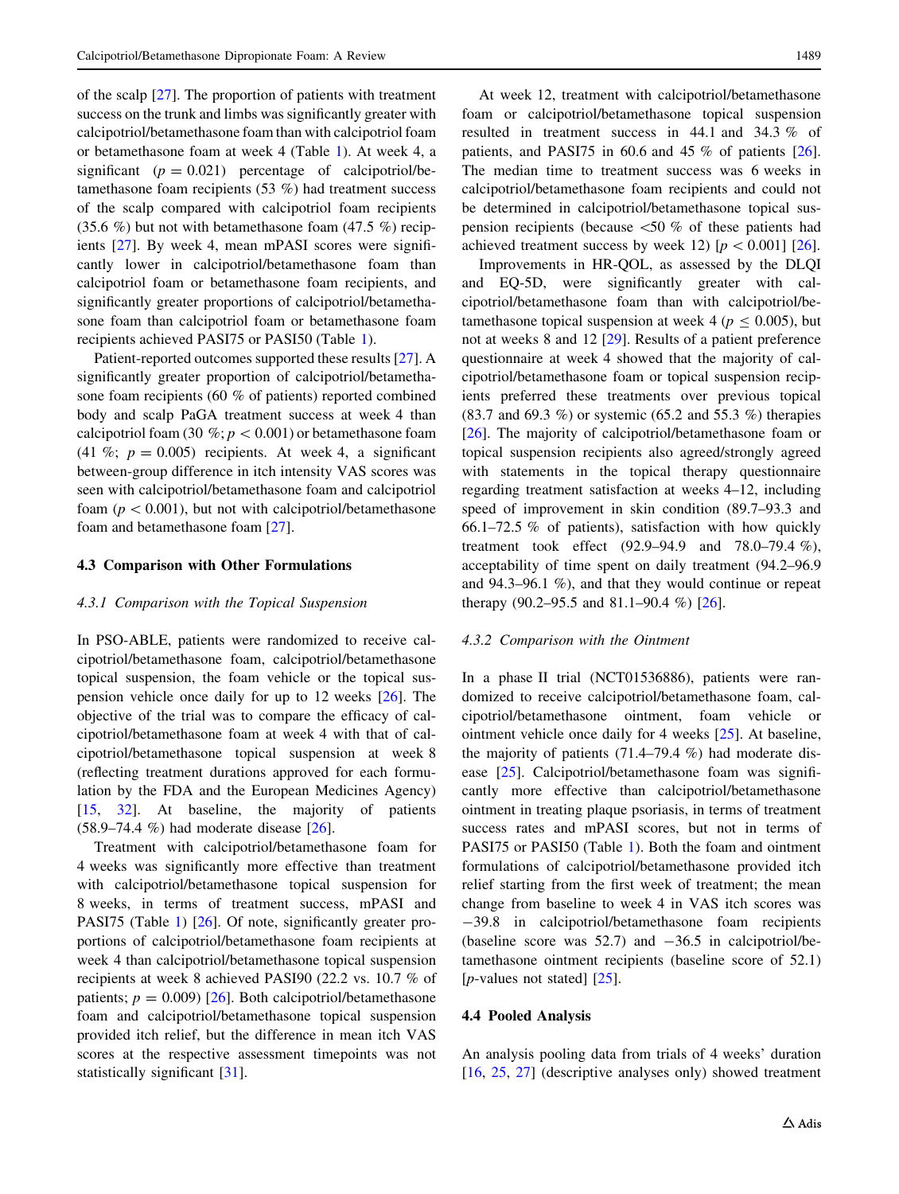of the scalp [27]. The proportion of patients with treatment success on the trunk and limbs was significantly greater with calcipotriol/betamethasone foam than with calcipotriol foam or betamethasone foam at week 4 (Table 1). At week 4, a significant ($p = 0.021$) percentage of calcipotriol/betamethasone foam recipients (53 %) had treatment success of the scalp compared with calcipotriol foam recipients (35.6 %) but not with betamethasone foam (47.5 %) recipients [27]. By week 4, mean mPASI scores were significantly lower in calcipotriol/betamethasone foam than calcipotriol foam or betamethasone foam recipients, and significantly greater proportions of calcipotriol/betamethasone foam than calcipotriol foam or betamethasone foam recipients achieved PASI75 or PASI50 (Table 1).

Patient-reported outcomes supported these results [27]. A significantly greater proportion of calcipotriol/betamethasone foam recipients (60 % of patients) reported combined body and scalp PaGA treatment success at week 4 than calcipotriol foam (30 %; $p < 0.001$) or betamethasone foam (41 %; $p = 0.005$) recipients. At week 4, a significant between-group difference in itch intensity VAS scores was seen with calcipotriol/betamethasone foam and calcipotriol foam ($p < 0.001$), but not with calcipotriol/betamethasone foam and betamethasone foam [27].

### 4.3 Comparison with Other Formulations

#### *4.3.1 Comparison with the Topical Suspension*

In PSO-ABLE, patients were randomized to receive calcipotriol/betamethasone foam, calcipotriol/betamethasone topical suspension, the foam vehicle or the topical suspension vehicle once daily for up to 12 weeks [26]. The objective of the trial was to compare the efficacy of calcipotriol/betamethasone foam at week 4 with that of calcipotriol/betamethasone topical suspension at week 8 (reflecting treatment durations approved for each formulation by the FDA and the European Medicines Agency) [15, 32]. At baseline, the majority of patients (58.9–74.4 %) had moderate disease [26].

Treatment with calcipotriol/betamethasone foam for 4 weeks was significantly more effective than treatment with calcipotriol/betamethasone topical suspension for 8 weeks, in terms of treatment success, mPASI and PASI75 (Table 1) [26]. Of note, significantly greater proportions of calcipotriol/betamethasone foam recipients at week 4 than calcipotriol/betamethasone topical suspension recipients at week 8 achieved PASI90 (22.2 vs. 10.7 % of patients; $p = 0.009$) [26]. Both calcipotriol/betamethasone foam and calcipotriol/betamethasone topical suspension provided itch relief, but the difference in mean itch VAS scores at the respective assessment timepoints was not statistically significant [31].

At week 12, treatment with calcipotriol/betamethasone foam or calcipotriol/betamethasone topical suspension resulted in treatment success in 44.1 and 34.3 % of patients, and PASI75 in 60.6 and 45 % of patients [26]. The median time to treatment success was 6 weeks in calcipotriol/betamethasone foam recipients and could not be determined in calcipotriol/betamethasone topical suspension recipients (because <50 % of these patients had achieved treatment success by week 12) [$p < 0.001$] [26].

Improvements in HR-QOL, as assessed by the DLQI and EQ-5D, were significantly greater with calcipotriol/betamethasone foam than with calcipotriol/betamethasone topical suspension at week 4 ($p \leq 0.005$), but not at weeks 8 and 12 [29]. Results of a patient preference questionnaire at week 4 showed that the majority of calcipotriol/betamethasone foam or topical suspension recipients preferred these treatments over previous topical (83.7 and 69.3 %) or systemic (65.2 and 55.3 %) therapies [26]. The majority of calcipotriol/betamethasone foam or topical suspension recipients also agreed/strongly agreed with statements in the topical therapy questionnaire regarding treatment satisfaction at weeks 4–12, including speed of improvement in skin condition (89.7–93.3 and 66.1–72.5 % of patients), satisfaction with how quickly treatment took effect (92.9–94.9 and 78.0–79.4 %), acceptability of time spent on daily treatment (94.2–96.9 and 94.3–96.1 %), and that they would continue or repeat therapy (90.2–95.5 and 81.1–90.4 %) [26].

#### *4.3.2 Comparison with the Ointment*

In a phase II trial (NCT01536886), patients were randomized to receive calcipotriol/betamethasone foam, calcipotriol/betamethasone ointment, foam vehicle or ointment vehicle once daily for 4 weeks [25]. At baseline, the majority of patients (71.4–79.4 %) had moderate disease [25]. Calcipotriol/betamethasone foam was significantly more effective than calcipotriol/betamethasone ointment in treating plaque psoriasis, in terms of treatment success rates and mPASI scores, but not in terms of PASI75 or PASI50 (Table 1). Both the foam and ointment formulations of calcipotriol/betamethasone provided itch relief starting from the first week of treatment; the mean change from baseline to week 4 in VAS itch scores was −39.8 in calcipotriol/betamethasone foam recipients (baseline score was 52.7) and −36.5 in calcipotriol/betamethasone ointment recipients (baseline score of 52.1) [*p*-values not stated] [25].

### 4.4 Pooled Analysis

An analysis pooling data from trials of 4 weeks' duration [16, 25, 27] (descriptive analyses only) showed treatment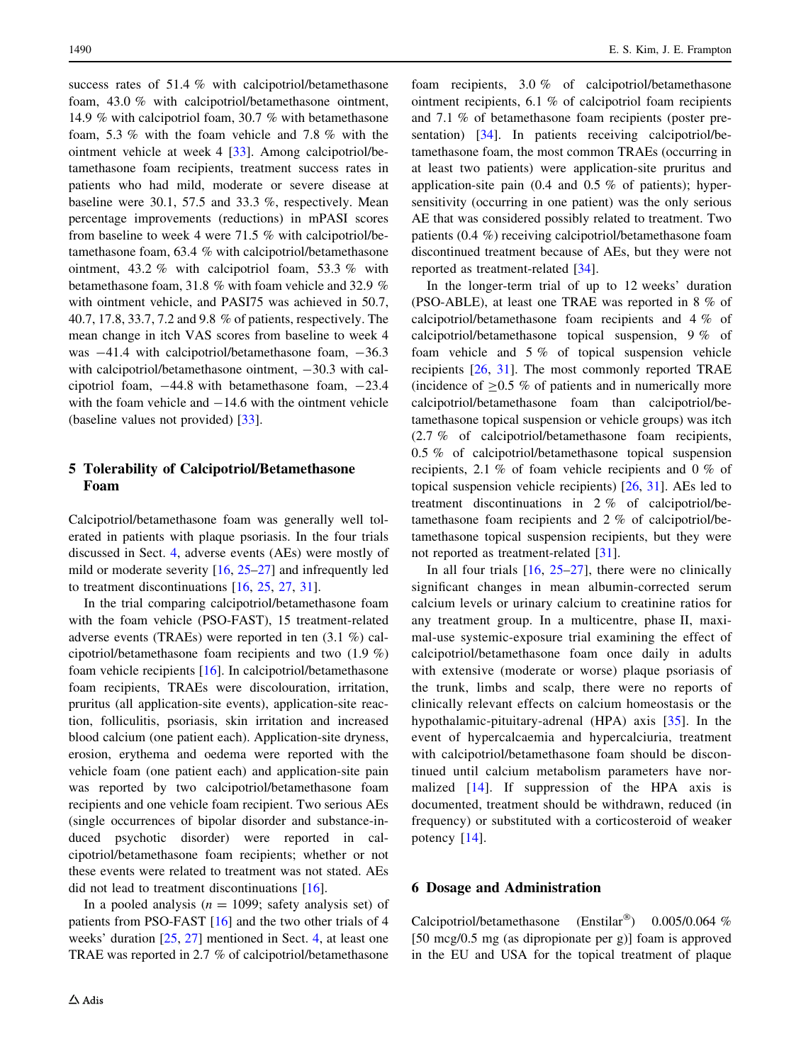success rates of 51.4 % with calcipotriol/betamethasone foam, 43.0 % with calcipotriol/betamethasone ointment, 14.9 % with calcipotriol foam, 30.7 % with betamethasone foam, 5.3 % with the foam vehicle and 7.8 % with the ointment vehicle at week 4 [33]. Among calcipotriol/betamethasone foam recipients, treatment success rates in patients who had mild, moderate or severe disease at baseline were 30.1, 57.5 and 33.3 %, respectively. Mean percentage improvements (reductions) in mPASI scores from baseline to week 4 were 71.5 % with calcipotriol/betamethasone foam, 63.4 % with calcipotriol/betamethasone ointment, 43.2 % with calcipotriol foam, 53.3 % with betamethasone foam, 31.8 % with foam vehicle and 32.9 % with ointment vehicle, and PASI75 was achieved in 50.7, 40.7, 17.8, 33.7, 7.2 and 9.8 % of patients, respectively. The mean change in itch VAS scores from baseline to week 4 was −41.4 with calcipotriol/betamethasone foam, −36.3 with calcipotriol/betamethasone ointment, −30.3 with calcipotriol foam, −44.8 with betamethasone foam, −23.4 with the foam vehicle and −14.6 with the ointment vehicle (baseline values not provided) [33].

## 5 Tolerability of Calcipotriol/Betamethasone Foam

Calcipotriol/betamethasone foam was generally well tolerated in patients with plaque psoriasis. In the four trials discussed in Sect. 4, adverse events (AEs) were mostly of mild or moderate severity [16, 25–27] and infrequently led to treatment discontinuations [16, 25, 27, 31].

In the trial comparing calcipotriol/betamethasone foam with the foam vehicle (PSO-FAST), 15 treatment-related adverse events (TRAEs) were reported in ten (3.1 %) calcipotriol/betamethasone foam recipients and two (1.9 %) foam vehicle recipients [16]. In calcipotriol/betamethasone foam recipients, TRAEs were discolouration, irritation, pruritus (all application-site events), application-site reaction, folliculitis, psoriasis, skin irritation and increased blood calcium (one patient each). Application-site dryness, erosion, erythema and oedema were reported with the vehicle foam (one patient each) and application-site pain was reported by two calcipotriol/betamethasone foam recipients and one vehicle foam recipient. Two serious AEs (single occurrences of bipolar disorder and substance-induced psychotic disorder) were reported in calcipotriol/betamethasone foam recipients; whether or not these events were related to treatment was not stated. AEs did not lead to treatment discontinuations [16].

In a pooled analysis ($n = 1099$; safety analysis set) of patients from PSO-FAST [16] and the two other trials of 4 weeks' duration [25, 27] mentioned in Sect. 4, at least one TRAE was reported in 2.7 % of calcipotriol/betamethasone foam recipients, 3.0 % of calcipotriol/betamethasone ointment recipients, 6.1 % of calcipotriol foam recipients and 7.1 % of betamethasone foam recipients (poster presentation) [34]. In patients receiving calcipotriol/betamethasone foam, the most common TRAEs (occurring in at least two patients) were application-site pruritus and application-site pain (0.4 and 0.5 % of patients); hypersensitivity (occurring in one patient) was the only serious AE that was considered possibly related to treatment. Two patients (0.4 %) receiving calcipotriol/betamethasone foam discontinued treatment because of AEs, but they were not reported as treatment-related [34].

In the longer-term trial of up to 12 weeks' duration (PSO-ABLE), at least one TRAE was reported in 8 % of calcipotriol/betamethasone foam recipients and 4 % of calcipotriol/betamethasone topical suspension, 9 % of foam vehicle and 5 % of topical suspension vehicle recipients [26, 31]. The most commonly reported TRAE (incidence of ≥0.5 % of patients and in numerically more calcipotriol/betamethasone foam than calcipotriol/betamethasone topical suspension or vehicle groups) was itch (2.7 % of calcipotriol/betamethasone foam recipients, 0.5 % of calcipotriol/betamethasone topical suspension recipients, 2.1 % of foam vehicle recipients and 0 % of topical suspension vehicle recipients) [26, 31]. AEs led to treatment discontinuations in 2 % of calcipotriol/betamethasone foam recipients and 2 % of calcipotriol/betamethasone topical suspension recipients, but they were not reported as treatment-related [31].

In all four trials [16, 25–27], there were no clinically significant changes in mean albumin-corrected serum calcium levels or urinary calcium to creatinine ratios for any treatment group. In a multicentre, phase II, maximal-use systemic-exposure trial examining the effect of calcipotriol/betamethasone foam once daily in adults with extensive (moderate or worse) plaque psoriasis of the trunk, limbs and scalp, there were no reports of clinically relevant effects on calcium homeostasis or the hypothalamic-pituitary-adrenal (HPA) axis [35]. In the event of hypercalcaemia and hypercalciuria, treatment with calcipotriol/betamethasone foam should be discontinued until calcium metabolism parameters have normalized [14]. If suppression of the HPA axis is documented, treatment should be withdrawn, reduced (in frequency) or substituted with a corticosteroid of weaker potency [14].

## 6 Dosage and Administration

Calcipotriol/betamethasone (Enstilar®) 0.005/0.064 % [50 mcg/0.5 mg (as dipropionate per g)] foam is approved in the EU and USA for the topical treatment of plaque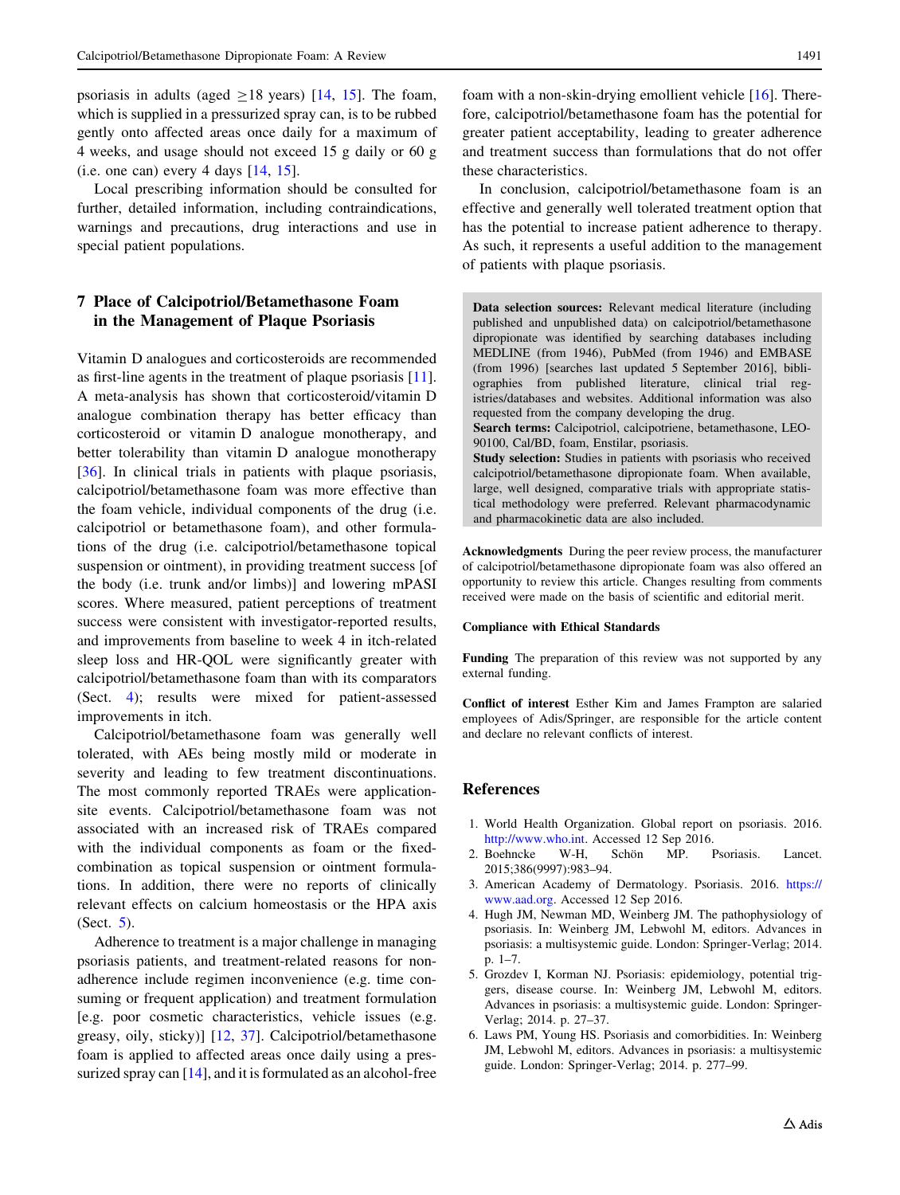psoriasis in adults (aged ≥18 years) [14, 15]. The foam, which is supplied in a pressurized spray can, is to be rubbed gently onto affected areas once daily for a maximum of 4 weeks, and usage should not exceed 15 g daily or 60 g (i.e. one can) every 4 days [14, 15].

Local prescribing information should be consulted for further, detailed information, including contraindications, warnings and precautions, drug interactions and use in special patient populations.

## 7 Place of Calcipotriol/Betamethasone Foam in the Management of Plaque Psoriasis

Vitamin D analogues and corticosteroids are recommended as first-line agents in the treatment of plaque psoriasis [11]. A meta-analysis has shown that corticosteroid/vitamin D analogue combination therapy has better efficacy than corticosteroid or vitamin D analogue monotherapy, and better tolerability than vitamin D analogue monotherapy [36]. In clinical trials in patients with plaque psoriasis, calcipotriol/betamethasone foam was more effective than the foam vehicle, individual components of the drug (i.e. calcipotriol or betamethasone foam), and other formulations of the drug (i.e. calcipotriol/betamethasone topical suspension or ointment), in providing treatment success [of the body (i.e. trunk and/or limbs)] and lowering mPASI scores. Where measured, patient perceptions of treatment success were consistent with investigator-reported results, and improvements from baseline to week 4 in itch-related sleep loss and HR-QOL were significantly greater with calcipotriol/betamethasone foam than with its comparators (Sect. 4); results were mixed for patient-assessed improvements in itch.

Calcipotriol/betamethasone foam was generally well tolerated, with AEs being mostly mild or moderate in severity and leading to few treatment discontinuations. The most commonly reported TRAEs were application-site events. Calcipotriol/betamethasone foam was not associated with an increased risk of TRAEs compared with the individual components as foam or the fixed-combination as topical suspension or ointment formulations. In addition, there were no reports of clinically relevant effects on calcium homeostasis or the HPA axis (Sect. 5).

Adherence to treatment is a major challenge in managing psoriasis patients, and treatment-related reasons for non-adherence include regimen inconvenience (e.g. time consuming or frequent application) and treatment formulation [e.g. poor cosmetic characteristics, vehicle issues (e.g. greasy, oily, sticky)] [12, 37]. Calcipotriol/betamethasone foam is applied to affected areas once daily using a pressurized spray can [14], and it is formulated as an alcohol-free foam with a non-skin-drying emollient vehicle [16]. Therefore, calcipotriol/betamethasone foam has the potential for greater patient acceptability, leading to greater adherence and treatment success than formulations that do not offer these characteristics.

In conclusion, calcipotriol/betamethasone foam is an effective and generally well tolerated treatment option that has the potential to increase patient adherence to therapy. As such, it represents a useful addition to the management of patients with plaque psoriasis.

**Data selection sources:** Relevant medical literature (including published and unpublished data) on calcipotriol/betamethasone dipropionate was identified by searching databases including MEDLINE (from 1946), PubMed (from 1946) and EMBASE (from 1996) [searches last updated 5 September 2016], bibliographies from published literature, clinical trial registries/databases and websites. Additional information was also requested from the company developing the drug.
**Search terms:** Calcipotriol, calcipotriene, betamethasone, LEO-90100, Cal/BD, foam, Enstilar, psoriasis.
**Study selection:** Studies in patients with psoriasis who received calcipotriol/betamethasone dipropionate foam. When available, large, well designed, comparative trials with appropriate statistical methodology were preferred. Relevant pharmacodynamic and pharmacokinetic data are also included.

**Acknowledgments** During the peer review process, the manufacturer of calcipotriol/betamethasone dipropionate foam was also offered an opportunity to review this article. Changes resulting from comments received were made on the basis of scientific and editorial merit.

**Compliance with Ethical Standards**

**Funding** The preparation of this review was not supported by any external funding.

**Conflict of interest** Esther Kim and James Frampton are salaried employees of Adis/Springer, are responsible for the article content and declare no relevant conflicts of interest.

## References

1. World Health Organization. Global report on psoriasis. 2016. http://www.who.int. Accessed 12 Sep 2016.
2. Boehncke W-H, Schön MP. Psoriasis. Lancet. 2015;386(9997):983–94.
3. American Academy of Dermatology. Psoriasis. 2016. https://www.aad.org. Accessed 12 Sep 2016.
4. Hugh JM, Newman MD, Weinberg JM. The pathophysiology of psoriasis. In: Weinberg JM, Lebwohl M, editors. Advances in psoriasis: a multisystemic guide. London: Springer-Verlag; 2014. p. 1–7.
5. Grozdev I, Korman NJ. Psoriasis: epidemiology, potential triggers, disease course. In: Weinberg JM, Lebwohl M, editors. Advances in psoriasis: a multisystemic guide. London: Springer-Verlag; 2014. p. 27–37.
6. Laws PM, Young HS. Psoriasis and comorbidities. In: Weinberg JM, Lebwohl M, editors. Advances in psoriasis: a multisystemic guide. London: Springer-Verlag; 2014. p. 277–99.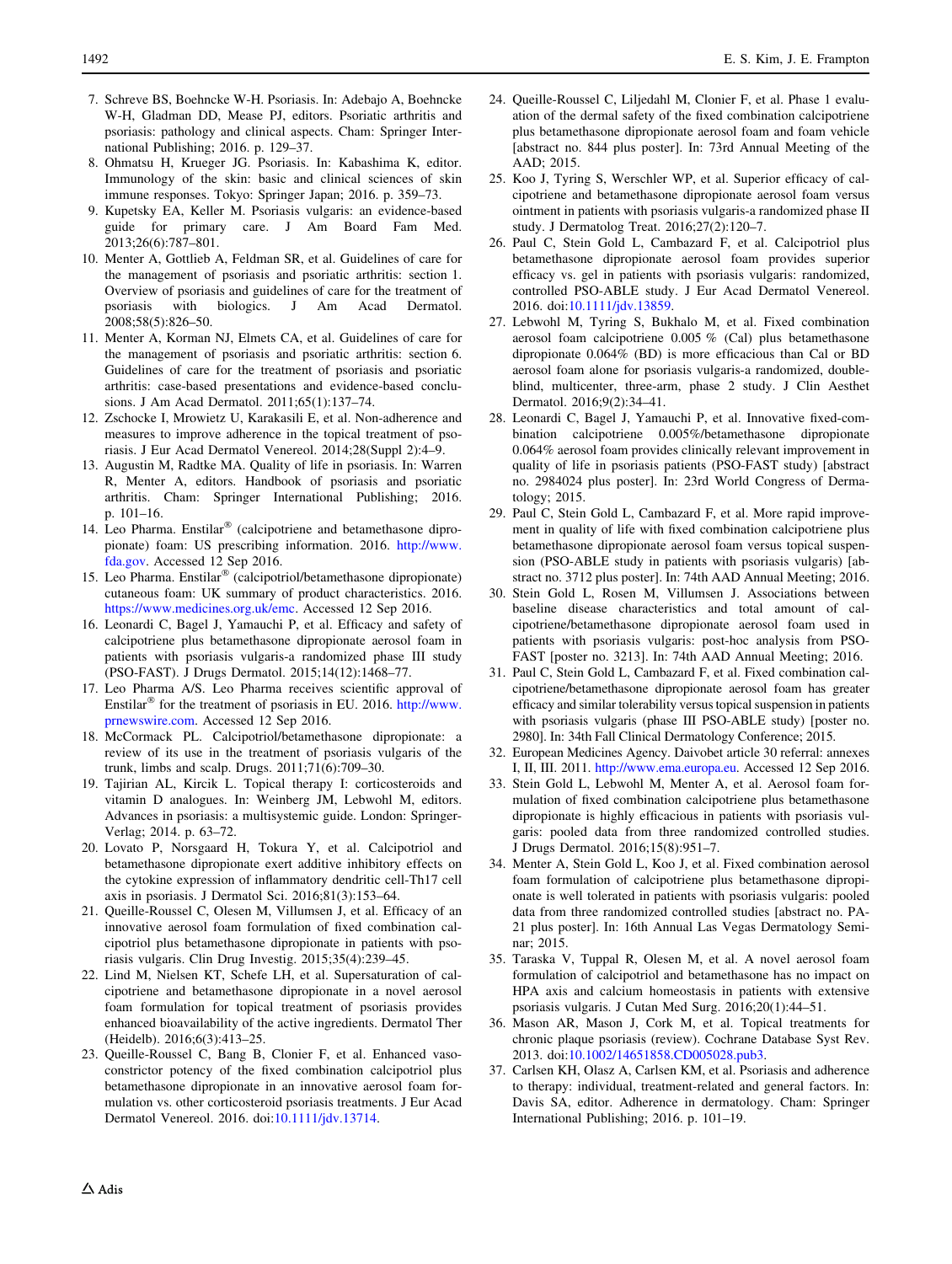7. Schreve BS, Boehncke W-H. Psoriasis. In: Adebajo A, Boehncke W-H, Gladman DD, Mease PJ, editors. Psoriatic arthritis and psoriasis: pathology and clinical aspects. Cham: Springer International Publishing; 2016. p. 129–37.
8. Ohmatsu H, Krueger JG. Psoriasis. In: Kabashima K, editor. Immunology of the skin: basic and clinical sciences of skin immune responses. Tokyo: Springer Japan; 2016. p. 359–73.
9. Kupetsky EA, Keller M. Psoriasis vulgaris: an evidence-based guide for primary care. J Am Board Fam Med. 2013;26(6):787–801.
10. Menter A, Gottlieb A, Feldman SR, et al. Guidelines of care for the management of psoriasis and psoriatic arthritis: section 1. Overview of psoriasis and guidelines of care for the treatment of psoriasis with biologics. J Am Acad Dermatol. 2008;58(5):826–50.
11. Menter A, Korman NJ, Elmets CA, et al. Guidelines of care for the management of psoriasis and psoriatic arthritis: section 6. Guidelines of care for the treatment of psoriasis and psoriatic arthritis: case-based presentations and evidence-based conclusions. J Am Acad Dermatol. 2011;65(1):137–74.
12. Zschocke I, Mrowietz U, Karakasili E, et al. Non-adherence and measures to improve adherence in the topical treatment of psoriasis. J Eur Acad Dermatol Venereol. 2014;28(Suppl 2):4–9.
13. Augustin M, Radtke MA. Quality of life in psoriasis. In: Warren R, Menter A, editors. Handbook of psoriasis and psoriatic arthritis. Cham: Springer International Publishing; 2016. p. 101–16.
14. Leo Pharma. Enstilar® (calcipotriene and betamethasone dipropionate) foam: US prescribing information. 2016. http://www.fda.gov. Accessed 12 Sep 2016.
15. Leo Pharma. Enstilar® (calcipotriol/betamethasone dipropionate) cutaneous foam: UK summary of product characteristics. 2016. https://www.medicines.org.uk/emc. Accessed 12 Sep 2016.
16. Leonardi C, Bagel J, Yamauchi P, et al. Efficacy and safety of calcipotriene plus betamethasone dipropionate aerosol foam in patients with psoriasis vulgaris-a randomized phase III study (PSO-FAST). J Drugs Dermatol. 2015;14(12):1468–77.
17. Leo Pharma A/S. Leo Pharma receives scientific approval of Enstilar® for the treatment of psoriasis in EU. 2016. http://www.prnewswire.com. Accessed 12 Sep 2016.
18. McCormack PL. Calcipotriol/betamethasone dipropionate: a review of its use in the treatment of psoriasis vulgaris of the trunk, limbs and scalp. Drugs. 2011;71(6):709–30.
19. Tajirian AL, Kircik L. Topical therapy I: corticosteroids and vitamin D analogues. In: Weinberg JM, Lebwohl M, editors. Advances in psoriasis: a multisystemic guide. London: Springer-Verlag; 2014. p. 63–72.
20. Lovato P, Norsgaard H, Tokura Y, et al. Calcipotriol and betamethasone dipropionate exert additive inhibitory effects on the cytokine expression of inflammatory dendritic cell-Th17 cell axis in psoriasis. J Dermatol Sci. 2016;81(3):153–64.
21. Queille-Roussel C, Olesen M, Villumsen J, et al. Efficacy of an innovative aerosol foam formulation of fixed combination calcipotriol plus betamethasone dipropionate in patients with psoriasis vulgaris. Clin Drug Investig. 2015;35(4):239–45.
22. Lind M, Nielsen KT, Schefe LH, et al. Supersaturation of calcipotriene and betamethasone dipropionate in a novel aerosol foam formulation for topical treatment of psoriasis provides enhanced bioavailability of the active ingredients. Dermatol Ther (Heidelb). 2016;6(3):413–25.
23. Queille-Roussel C, Bang B, Clonier F, et al. Enhanced vasoconstrictor potency of the fixed combination calcipotriol plus betamethasone dipropionate in an innovative aerosol foam formulation vs. other corticosteroid psoriasis treatments. J Eur Acad Dermatol Venereol. 2016. doi:10.1111/jdv.13714.
24. Queille-Roussel C, Liljedahl M, Clonier F, et al. Phase 1 evaluation of the dermal safety of the fixed combination calcipotriene plus betamethasone dipropionate aerosol foam and foam vehicle [abstract no. 844 plus poster]. In: 73rd Annual Meeting of the AAD; 2015.
25. Koo J, Tyring S, Werschler WP, et al. Superior efficacy of calcipotriene and betamethasone dipropionate aerosol foam versus ointment in patients with psoriasis vulgaris-a randomized phase II study. J Dermatolog Treat. 2016;27(2):120–7.
26. Paul C, Stein Gold L, Cambazard F, et al. Calcipotriol plus betamethasone dipropionate aerosol foam provides superior efficacy vs. gel in patients with psoriasis vulgaris: randomized, controlled PSO-ABLE study. J Eur Acad Dermatol Venereol. 2016. doi:10.1111/jdv.13859.
27. Lebwohl M, Tyring S, Bukhalo M, et al. Fixed combination aerosol foam calcipotriene 0.005 % (Cal) plus betamethasone dipropionate 0.064% (BD) is more efficacious than Cal or BD aerosol foam alone for psoriasis vulgaris-a randomized, double-blind, multicenter, three-arm, phase 2 study. J Clin Aesthet Dermatol. 2016;9(2):34–41.
28. Leonardi C, Bagel J, Yamauchi P, et al. Innovative fixed-combination calcipotriene 0.005%/betamethasone dipropionate 0.064% aerosol foam provides clinically relevant improvement in quality of life in psoriasis patients (PSO-FAST study) [abstract no. 2984024 plus poster]. In: 23rd World Congress of Dermatology; 2015.
29. Paul C, Stein Gold L, Cambazard F, et al. More rapid improvement in quality of life with fixed combination calcipotriene plus betamethasone dipropionate aerosol foam versus topical suspension (PSO-ABLE study in patients with psoriasis vulgaris) [abstract no. 3712 plus poster]. In: 74th AAD Annual Meeting; 2016.
30. Stein Gold L, Rosen M, Villumsen J. Associations between baseline disease characteristics and total amount of calcipotriene/betamethasone dipropionate aerosol foam used in patients with psoriasis vulgaris: post-hoc analysis from PSO-FAST [poster no. 3213]. In: 74th AAD Annual Meeting; 2016.
31. Paul C, Stein Gold L, Cambazard F, et al. Fixed combination calcipotriene/betamethasone dipropionate aerosol foam has greater efficacy and similar tolerability versus topical suspension in patients with psoriasis vulgaris (phase III PSO-ABLE study) [poster no. 2980]. In: 34th Fall Clinical Dermatology Conference; 2015.
32. European Medicines Agency. Daivobet article 30 referral: annexes I, II, III. 2011. http://www.ema.europa.eu. Accessed 12 Sep 2016.
33. Stein Gold L, Lebwohl M, Menter A, et al. Aerosol foam formulation of fixed combination calcipotriene plus betamethasone dipropionate is highly efficacious in patients with psoriasis vulgaris: pooled data from three randomized controlled studies. J Drugs Dermatol. 2016;15(8):951–7.
34. Menter A, Stein Gold L, Koo J, et al. Fixed combination aerosol foam formulation of calcipotriene plus betamethasone dipropionate is well tolerated in patients with psoriasis vulgaris: pooled data from three randomized controlled studies [abstract no. PA-21 plus poster]. In: 16th Annual Las Vegas Dermatology Seminar; 2015.
35. Taraska V, Tuppal R, Olesen M, et al. A novel aerosol foam formulation of calcipotriol and betamethasone has no impact on HPA axis and calcium homeostasis in patients with extensive psoriasis vulgaris. J Cutan Med Surg. 2016;20(1):44–51.
36. Mason AR, Mason J, Cork M, et al. Topical treatments for chronic plaque psoriasis (review). Cochrane Database Syst Rev. 2013. doi:10.1002/14651858.CD005028.pub3.
37. Carlsen KH, Olasz A, Carlsen KM, et al. Psoriasis and adherence to therapy: individual, treatment-related and general factors. In: Davis SA, editor. Adherence in dermatology. Cham: Springer International Publishing; 2016. p. 101–19.